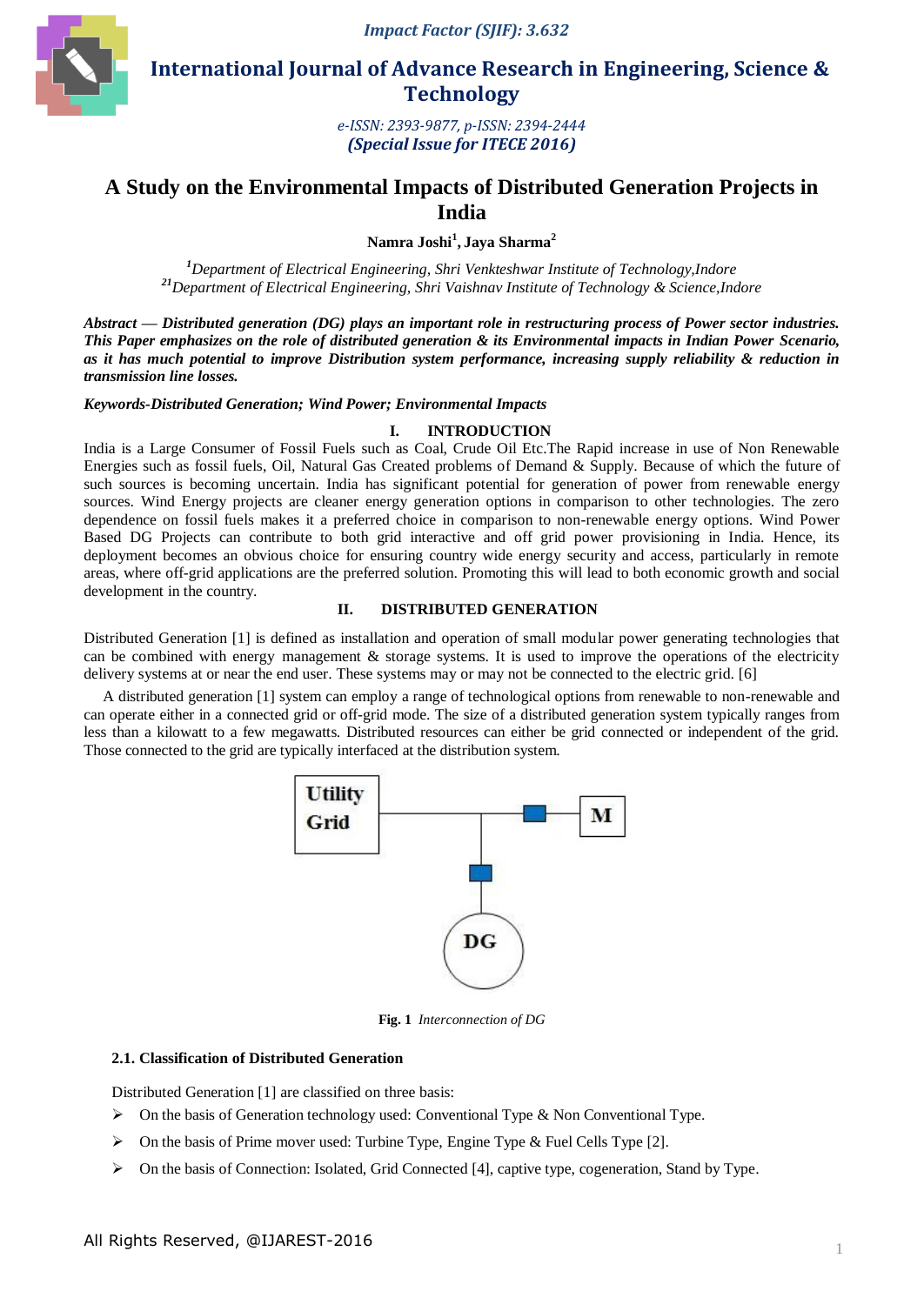Impact Factor (SJIF): 3.632

# International Journal of Advance Research in Engineering, Science & Technology

e-ISSN: 2393-9877, p-ISSN: 2394-2444
(Special Issue for ITECE 2016)

# A Study on the Environmental Impacts of Distributed Generation Projects in India

**Namra Joshi[1], Jaya Sharma[2]**

[1]Department of Electrical Engineering, Shri Venkteshwar Institute of Technology,Indore
[21]Department of Electrical Engineering, Shri Vaishnav Institute of Technology & Science,Indore

***Abstract*** ***— Distributed generation (DG) plays an important role in restructuring process of Power sector industries. This Paper emphasizes on the role of distributed generation & its Environmental impacts in Indian Power Scenario, as it has much potential to improve Distribution system performance, increasing supply reliability & reduction in transmission line losses.***

***Keywords-Distributed Generation; Wind Power; Environmental Impacts***

## I. INTRODUCTION

India is a Large Consumer of Fossil Fuels such as Coal, Crude Oil Etc.The Rapid increase in use of Non Renewable Energies such as fossil fuels, Oil, Natural Gas Created problems of Demand & Supply. Because of which the future of such sources is becoming uncertain. India has significant potential for generation of power from renewable energy sources. Wind Energy projects are cleaner energy generation options in comparison to other technologies. The zero dependence on fossil fuels makes it a preferred choice in comparison to non-renewable energy options. Wind Power Based DG Projects can contribute to both grid interactive and off grid power provisioning in India. Hence, its deployment becomes an obvious choice for ensuring country wide energy security and access, particularly in remote areas, where off-grid applications are the preferred solution. Promoting this will lead to both economic growth and social development in the country.

## II. DISTRIBUTED GENERATION

Distributed Generation [1] is defined as installation and operation of small modular power generating technologies that can be combined with energy management & storage systems. It is used to improve the operations of the electricity delivery systems at or near the end user. These systems may or may not be connected to the electric grid. [6]

A distributed generation [1] system can employ a range of technological options from renewable to non-renewable and can operate either in a connected grid or off-grid mode. The size of a distributed generation system typically ranges from less than a kilowatt to a few megawatts. Distributed resources can either be grid connected or independent of the grid. Those connected to the grid are typically interfaced at the distribution system.

Utility Grid — M — DG

**Fig. 1** *Interconnection of DG*

### 2.1. Classification of Distributed Generation

Distributed Generation [1] are classified on three basis:

- On the basis of Generation technology used: Conventional Type & Non Conventional Type.
- On the basis of Prime mover used: Turbine Type, Engine Type & Fuel Cells Type [2].
- On the basis of Connection: Isolated, Grid Connected [4], captive type, cogeneration, Stand by Type.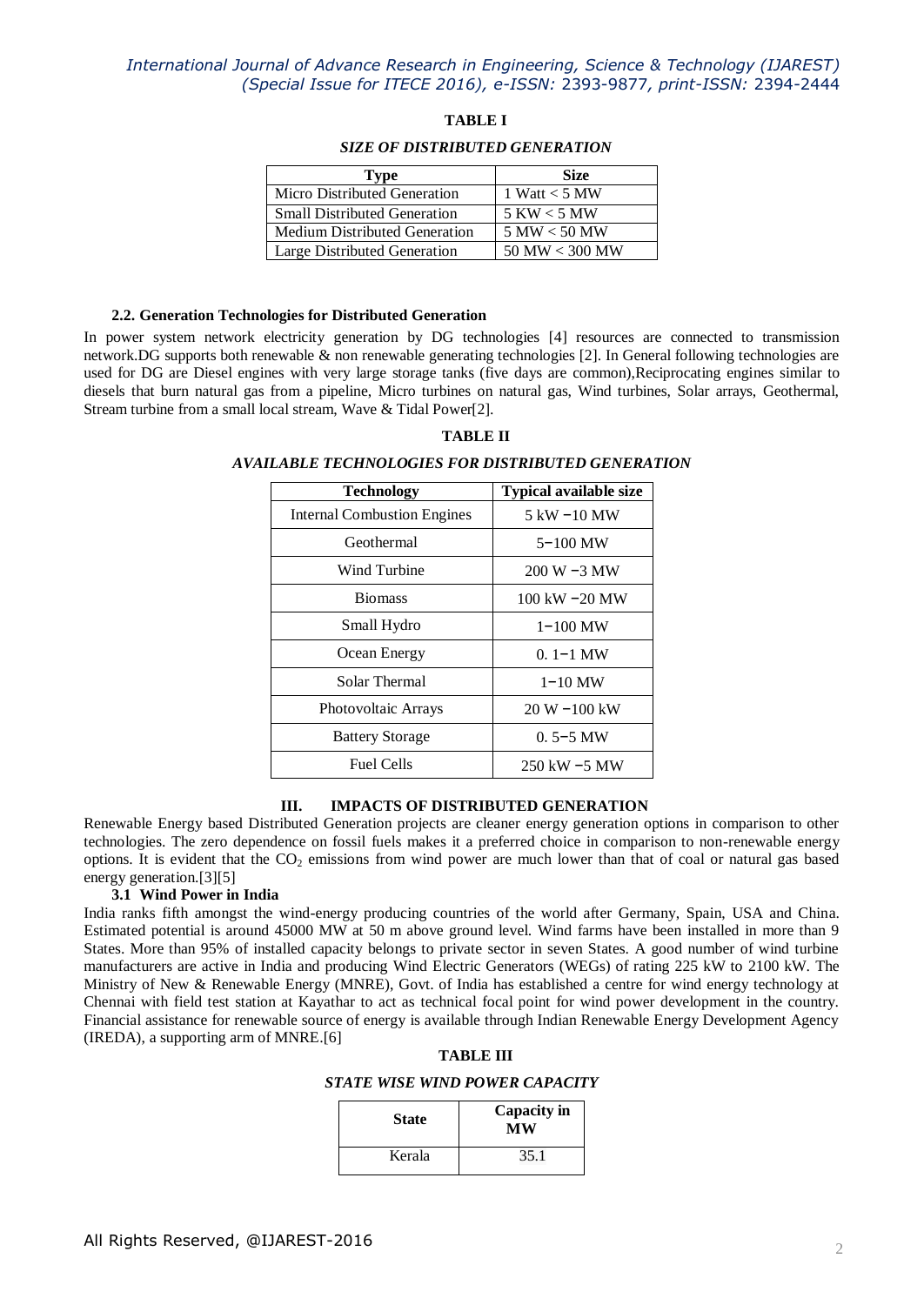**TABLE I**

***SIZE OF DISTRIBUTED GENERATION***

| Type | Size |
|---|---|
| Micro Distributed Generation | 1 Watt < 5 MW |
| Small Distributed Generation | 5 KW < 5 MW |
| Medium Distributed Generation | 5 MW < 50 MW |
| Large Distributed Generation | 50 MW < 300 MW |

### 2.2. Generation Technologies for Distributed Generation

In power system network electricity generation by DG technologies [4] resources are connected to transmission network.DG supports both renewable & non renewable generating technologies [2]. In General following technologies are used for DG are Diesel engines with very large storage tanks (five days are common),Reciprocating engines similar to diesels that burn natural gas from a pipeline, Micro turbines on natural gas, Wind turbines, Solar arrays, Geothermal, Stream turbine from a small local stream, Wave & Tidal Power[2].

**TABLE II**

***AVAILABLE TECHNOLOGIES FOR DISTRIBUTED GENERATION***

| Technology | Typical available size |
|---|---|
| Internal Combustion Engines | 5 kW −10 MW |
| Geothermal | 5−100 MW |
| Wind Turbine | 200 W −3 MW |
| Biomass | 100 kW −20 MW |
| Small Hydro | 1−100 MW |
| Ocean Energy | 0. 1−1 MW |
| Solar Thermal | 1−10 MW |
| Photovoltaic Arrays | 20 W −100 kW |
| Battery Storage | 0. 5−5 MW |
| Fuel Cells | 250 kW −5 MW |

## III. IMPACTS OF DISTRIBUTED GENERATION

Renewable Energy based Distributed Generation projects are cleaner energy generation options in comparison to other technologies. The zero dependence on fossil fuels makes it a preferred choice in comparison to non-renewable energy options. It is evident that the $CO_2$ emissions from wind power are much lower than that of coal or natural gas based energy generation.[3][5]

### 3.1 Wind Power in India

India ranks fifth amongst the wind-energy producing countries of the world after Germany, Spain, USA and China. Estimated potential is around 45000 MW at 50 m above ground level. Wind farms have been installed in more than 9 States. More than 95% of installed capacity belongs to private sector in seven States. A good number of wind turbine manufacturers are active in India and producing Wind Electric Generators (WEGs) of rating 225 kW to 2100 kW. The Ministry of New & Renewable Energy (MNRE), Govt. of India has established a centre for wind energy technology at Chennai with field test station at Kayathar to act as technical focal point for wind power development in the country. Financial assistance for renewable source of energy is available through Indian Renewable Energy Development Agency (IREDA), a supporting arm of MNRE.[6]

**TABLE III**

***STATE WISE WIND POWER CAPACITY***

| State | Capacity in MW |
|---|---|
| Kerala | 35.1 |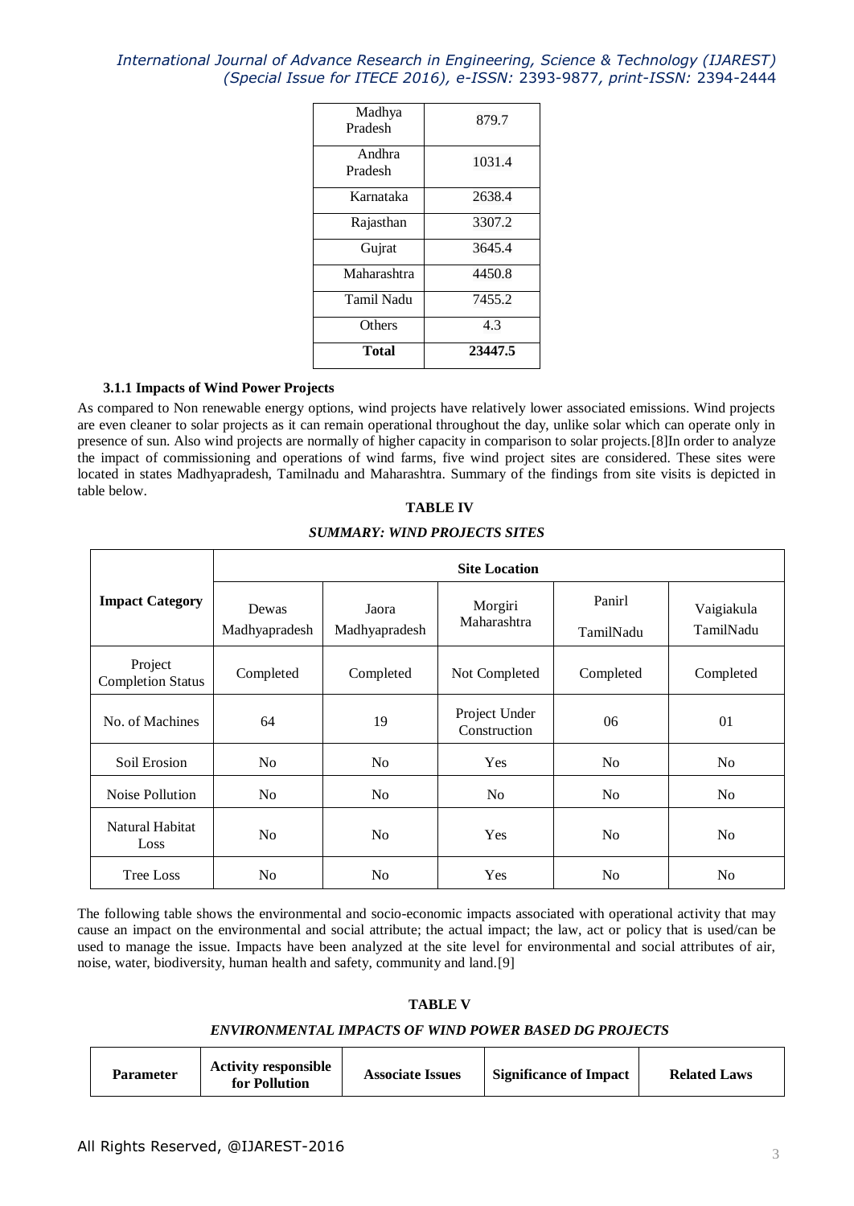| Madhya Pradesh | 879.7 |
|---|---|
| Andhra Pradesh | 1031.4 |
| Karnataka | 2638.4 |
| Rajasthan | 3307.2 |
| Gujrat | 3645.4 |
| Maharashtra | 4450.8 |
| Tamil Nadu | 7455.2 |
| Others | 4.3 |
| **Total** | **23447.5** |

#### 3.1.1 Impacts of Wind Power Projects

As compared to Non renewable energy options, wind projects have relatively lower associated emissions. Wind projects are even cleaner to solar projects as it can remain operational throughout the day, unlike solar which can operate only in presence of sun. Also wind projects are normally of higher capacity in comparison to solar projects.[8]In order to analyze the impact of commissioning and operations of wind farms, five wind project sites are considered. These sites were located in states Madhyapradesh, Tamilnadu and Maharashtra. Summary of the findings from site visits is depicted in table below.

**TABLE IV**

***SUMMARY: WIND PROJECTS SITES***

| **Impact Category** | **Site Location** | | | | |
|---|---|---|---|---|---|
| | Dewas Madhyapradesh | Jaora Madhyapradesh | Morgiri Maharashtra | Panirl TamilNadu | Vaigiakula TamilNadu |
| Project Completion Status | Completed | Completed | Not Completed | Completed | Completed |
| No. of Machines | 64 | 19 | Project Under Construction | 06 | 01 |
| Soil Erosion | No | No | Yes | No | No |
| Noise Pollution | No | No | No | No | No |
| Natural Habitat Loss | No | No | Yes | No | No |
| Tree Loss | No | No | Yes | No | No |

The following table shows the environmental and socio-economic impacts associated with operational activity that may cause an impact on the environmental and social attribute; the actual impact; the law, act or policy that is used/can be used to manage the issue. Impacts have been analyzed at the site level for environmental and social attributes of air, noise, water, biodiversity, human health and safety, community and land.[9]

**TABLE V**

***ENVIRONMENTAL IMPACTS OF WIND POWER BASED DG PROJECTS***

| **Parameter** | **Activity responsible for Pollution** | **Associate Issues** | **Significance of Impact** | **Related Laws** |
|---|---|---|---|---|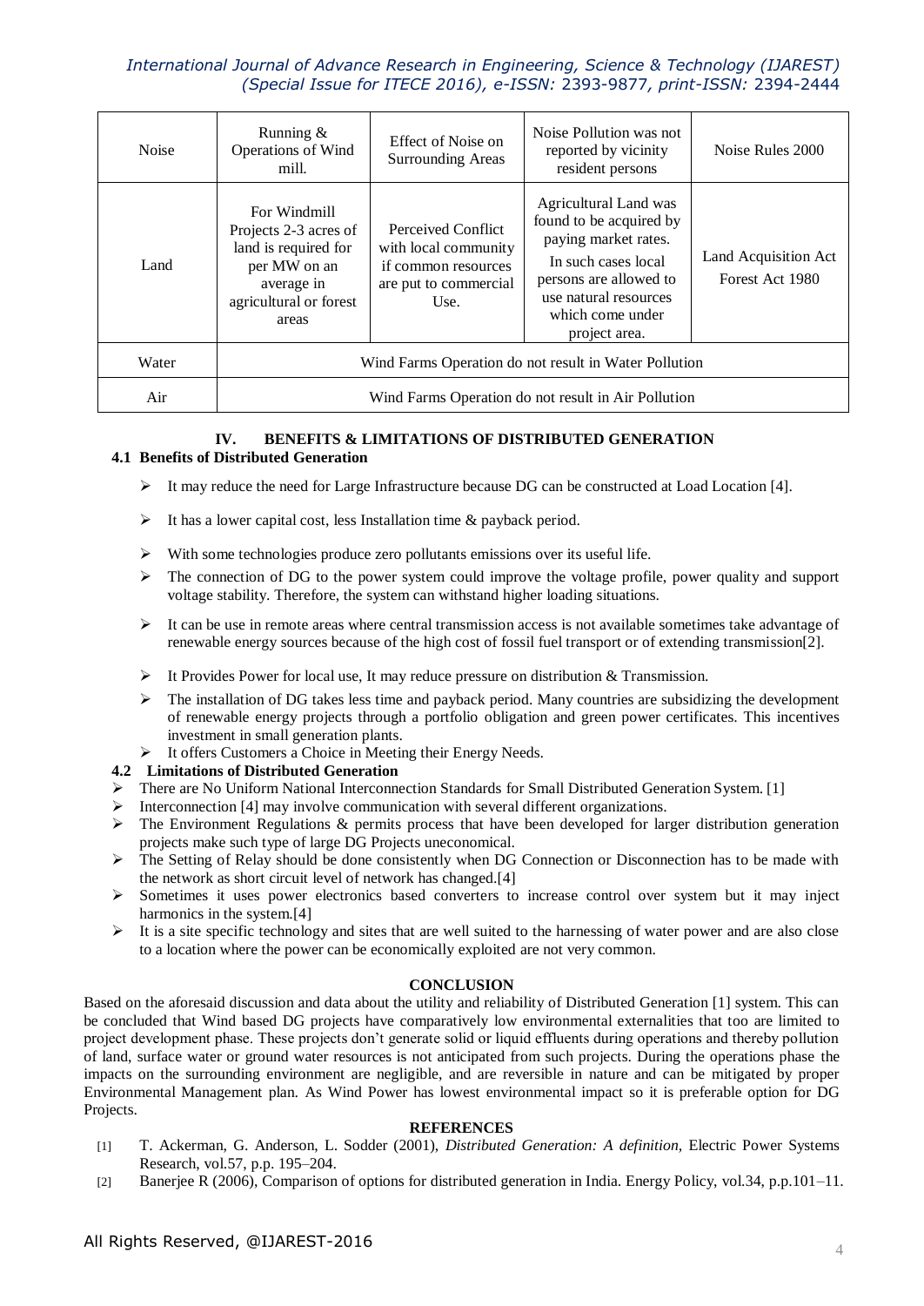| Noise | Running & Operations of Wind mill. | Effect of Noise on Surrounding Areas | Noise Pollution was not reported by vicinity resident persons | Noise Rules 2000 |
|---|---|---|---|---|
| Land | For Windmill Projects 2-3 acres of land is required for per MW on an average in agricultural or forest areas | Perceived Conflict with local community if common resources are put to commercial Use. | Agricultural Land was found to be acquired by paying market rates. In such cases local persons are allowed to use natural resources which come under project area. | Land Acquisition Act Forest Act 1980 |
| Water | Wind Farms Operation do not result in Water Pollution | | | |
| Air | Wind Farms Operation do not result in Air Pollution | | | |

## IV. BENEFITS & LIMITATIONS OF DISTRIBUTED GENERATION

### 4.1 Benefits of Distributed Generation

- It may reduce the need for Large Infrastructure because DG can be constructed at Load Location [4].
- It has a lower capital cost, less Installation time & payback period.
- With some technologies produce zero pollutants emissions over its useful life.
- The connection of DG to the power system could improve the voltage profile, power quality and support voltage stability. Therefore, the system can withstand higher loading situations.
- It can be use in remote areas where central transmission access is not available sometimes take advantage of renewable energy sources because of the high cost of fossil fuel transport or of extending transmission[2].
- It Provides Power for local use, It may reduce pressure on distribution & Transmission.
- The installation of DG takes less time and payback period. Many countries are subsidizing the development of renewable energy projects through a portfolio obligation and green power certificates. This incentives investment in small generation plants.
- It offers Customers a Choice in Meeting their Energy Needs.

### 4.2 Limitations of Distributed Generation

- There are No Uniform National Interconnection Standards for Small Distributed Generation System. [1]
- Interconnection [4] may involve communication with several different organizations.
- The Environment Regulations & permits process that have been developed for larger distribution generation projects make such type of large DG Projects uneconomical.
- The Setting of Relay should be done consistently when DG Connection or Disconnection has to be made with the network as short circuit level of network has changed.[4]
- Sometimes it uses power electronics based converters to increase control over system but it may inject harmonics in the system.[4]
- It is a site specific technology and sites that are well suited to the harnessing of water power and are also close to a location where the power can be economically exploited are not very common.

## CONCLUSION

Based on the aforesaid discussion and data about the utility and reliability of Distributed Generation [1] system. This can be concluded that Wind based DG projects have comparatively low environmental externalities that too are limited to project development phase. These projects don't generate solid or liquid effluents during operations and thereby pollution of land, surface water or ground water resources is not anticipated from such projects. During the operations phase the impacts on the surrounding environment are negligible, and are reversible in nature and can be mitigated by proper Environmental Management plan. As Wind Power has lowest environmental impact so it is preferable option for DG Projects.

## REFERENCES

[1] T. Ackerman, G. Anderson, L. Sodder (2001), *Distributed Generation: A definition*, Electric Power Systems Research, vol.57, p.p. 195–204.

[2] Banerjee R (2006), Comparison of options for distributed generation in India. Energy Policy, vol.34, p.p.101–11.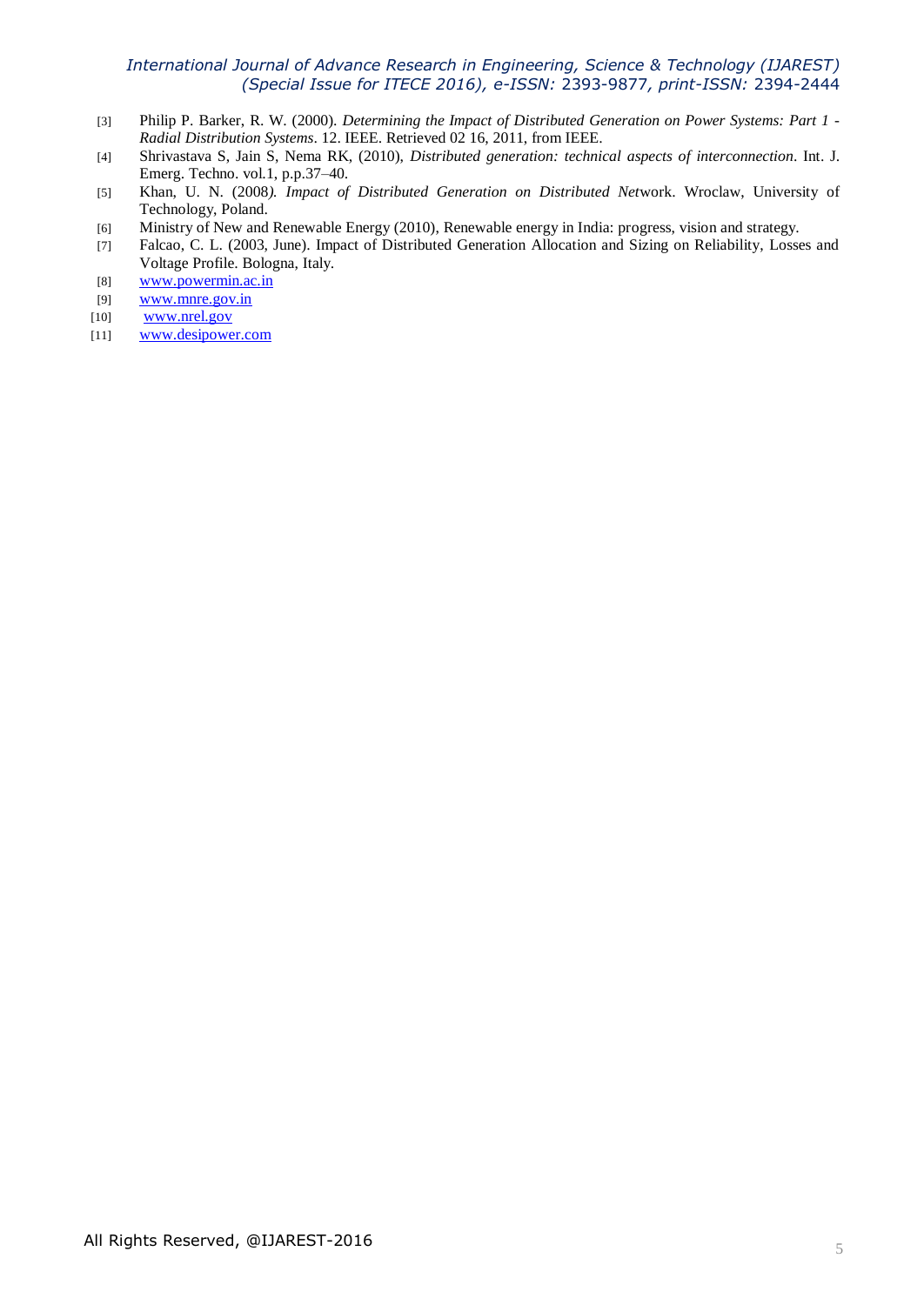[3] Philip P. Barker, R. W. (2000). *Determining the Impact of Distributed Generation on Power Systems: Part 1 - Radial Distribution Systems*. 12. IEEE. Retrieved 02 16, 2011, from IEEE.

[4] Shrivastava S, Jain S, Nema RK, (2010), *Distributed generation: technical aspects of interconnection*. Int. J. Emerg. Techno. vol.1, p.p.37–40.

[5] Khan, U. N. (2008*). Impact of Distributed Generation on Distributed Net*work. Wroclaw, University of Technology, Poland.

[6] Ministry of New and Renewable Energy (2010), Renewable energy in India: progress, vision and strategy.

[7] Falcao, C. L. (2003, June). Impact of Distributed Generation Allocation and Sizing on Reliability, Losses and Voltage Profile. Bologna, Italy.

[8] www.powermin.ac.in

[9] www.mnre.gov.in

[10] www.nrel.gov

[11] www.desipower.com